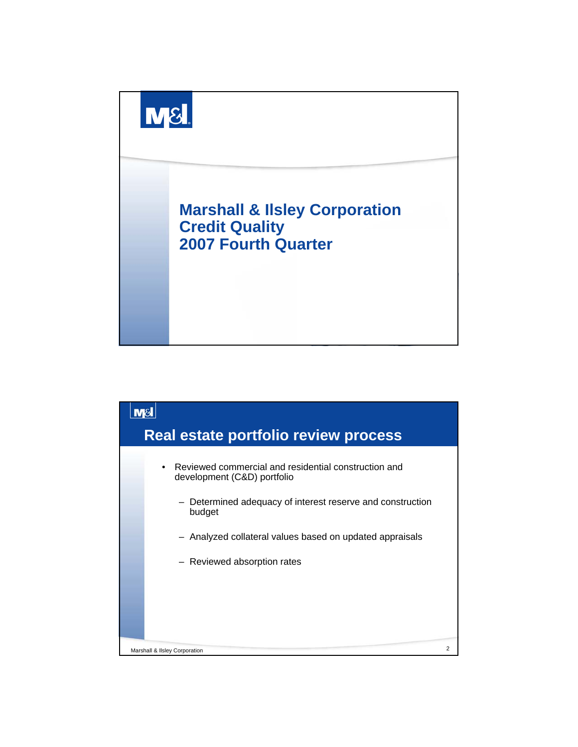# Marshall & Ilsley Corporation
# Credit Quality
# 2007 Fourth Quarter

## Real estate portfolio review process

- Reviewed commercial and residential construction and development (C&D) portfolio
  - Determined adequacy of interest reserve and construction budget
  - Analyzed collateral values based on updated appraisals
  - Reviewed absorption rates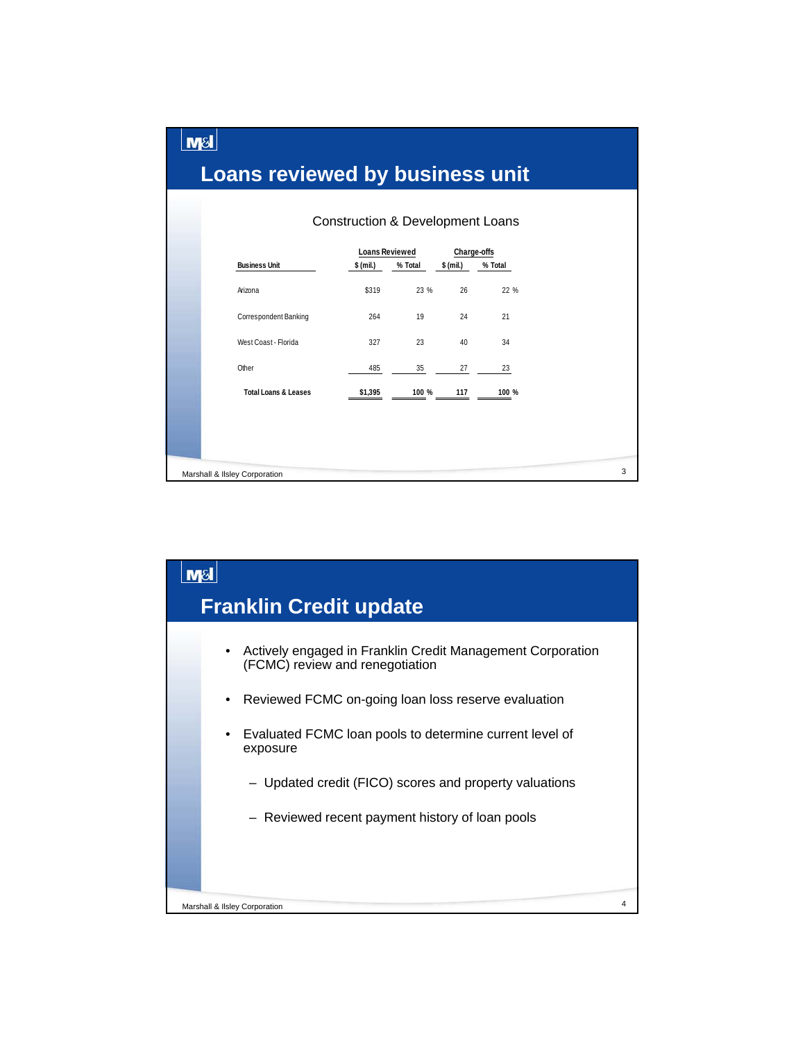## Loans reviewed by business unit

### Construction & Development Loans

| Business Unit | Loans Reviewed $ (mil.) | Loans Reviewed % Total | Charge-offs $ (mil.) | Charge-offs % Total |
|---|---|---|---|---|
| Arizona | $319 | 23 % | 26 | 22 % |
| Correspondent Banking | 264 | 19 | 24 | 21 |
| West Coast - Florida | 327 | 23 | 40 | 34 |
| Other | 485 | 35 | 27 | 23 |
| **Total Loans & Leases** | **$1,395** | **100 %** | **117** | **100 %** |

## Franklin Credit update

- Actively engaged in Franklin Credit Management Corporation (FCMC) review and renegotiation
- Reviewed FCMC on-going loan loss reserve evaluation
- Evaluated FCMC loan pools to determine current level of exposure
  - Updated credit (FICO) scores and property valuations
  - Reviewed recent payment history of loan pools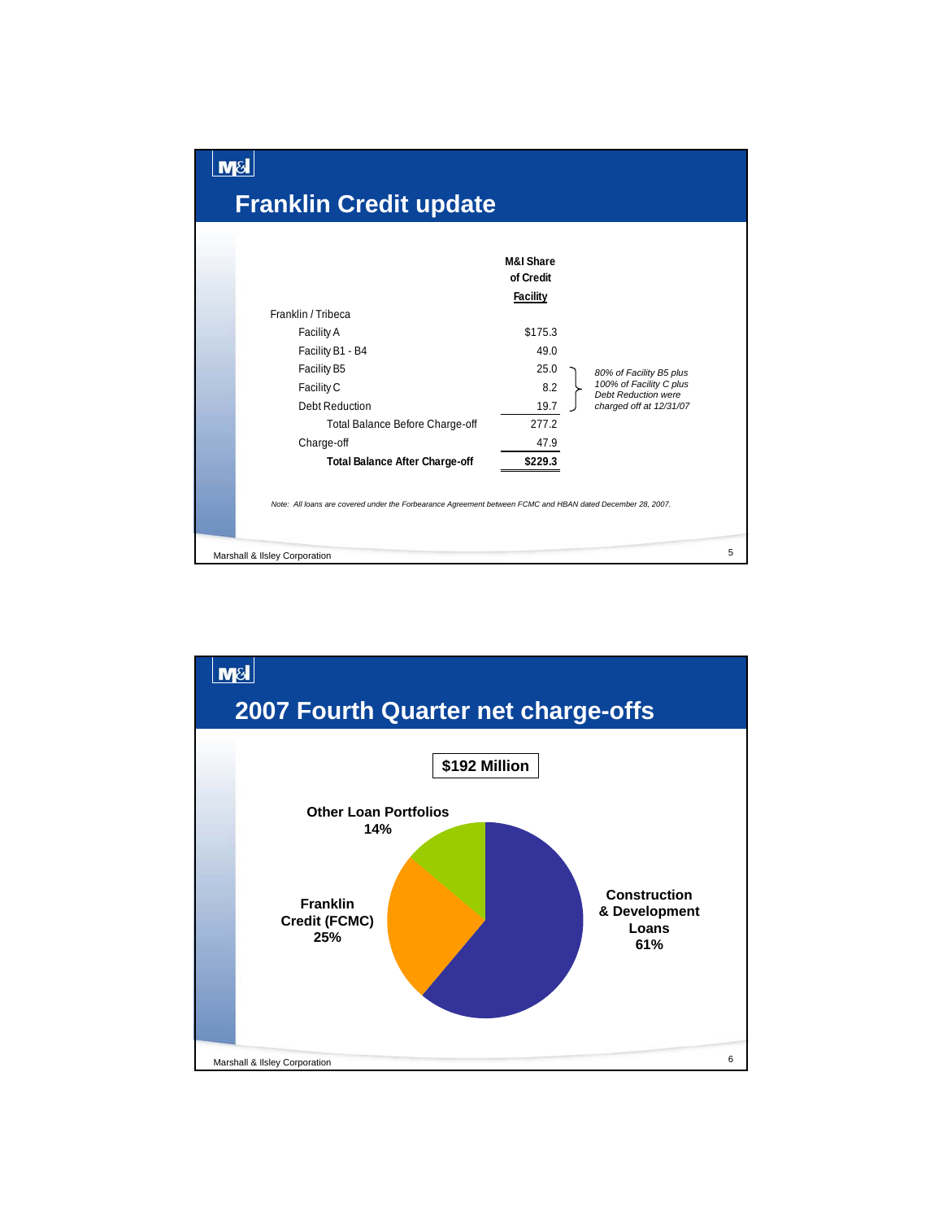# Franklin Credit update

| | M&I Share of Credit Facility | |
|---|---|---|
| Franklin / Tribeca | | |
| Facility A | $175.3 | |
| Facility B1 - B4 | 49.0 | |
| Facility B5 | 25.0 | *80% of Facility B5 plus 100% of Facility C plus Debt Reduction were charged off at 12/31/07* |
| Facility C | 8.2 | |
| Debt Reduction | 19.7 | |
| Total Balance Before Charge-off | 277.2 | |
| Charge-off | 47.9 | |
| **Total Balance After Charge-off** | **$229.3** | |

*Note: All loans are covered under the Forbearance Agreement between FCMC and HBAN dated December 28, 2007.*

# 2007 Fourth Quarter net charge-offs

**$192 Million**

- **Construction & Development Loans 61%**
- **Franklin Credit (FCMC) 25%**
- **Other Loan Portfolios 14%**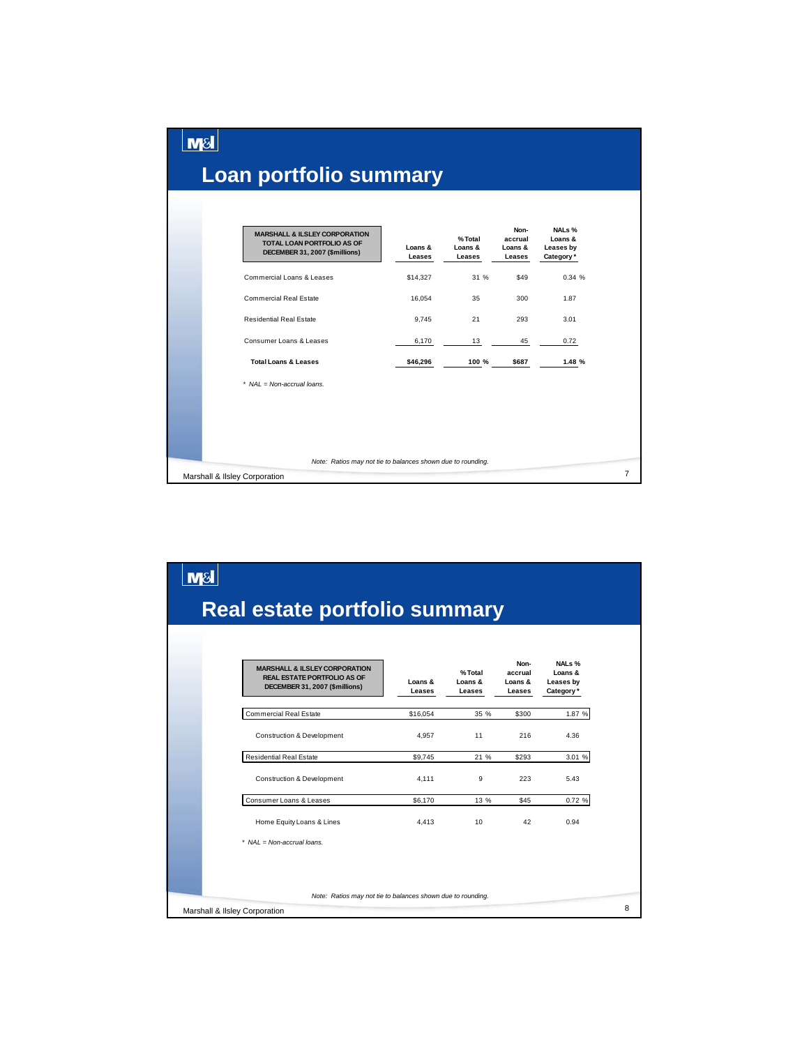# Loan portfolio summary

| MARSHALL & ILSLEY CORPORATION TOTAL LOAN PORTFOLIO AS OF DECEMBER 31, 2007 ($millions) | Loans & Leases | % Total Loans & Leases | Non-accrual Loans & Leases | NALs % Loans & Leases by Category * |
|---|---|---|---|---|
| Commercial Loans & Leases | $14,327 | 31 % | $49 | 0.34 % |
| Commercial Real Estate | 16,054 | 35 | 300 | 1.87 |
| Residential Real Estate | 9,745 | 21 | 293 | 3.01 |
| Consumer Loans & Leases | 6,170 | 13 | 45 | 0.72 |
| **Total Loans & Leases** | **$46,296** | **100 %** | **$687** | **1.48 %** |

*\* NAL = Non-accrual loans.*

*Note: Ratios may not tie to balances shown due to rounding.*

Marshall & Ilsley Corporation

# Real estate portfolio summary

| MARSHALL & ILSLEY CORPORATION REAL ESTATE PORTFOLIO AS OF DECEMBER 31, 2007 ($millions) | Loans & Leases | % Total Loans & Leases | Non-accrual Loans & Leases | NALs % Loans & Leases by Category * |
|---|---|---|---|---|
| Commercial Real Estate | $16,054 | 35 % | $300 | 1.87 % |
| Construction & Development | 4,957 | 11 | 216 | 4.36 |
| Residential Real Estate | $9,745 | 21 % | $293 | 3.01 % |
| Construction & Development | 4,111 | 9 | 223 | 5.43 |
| Consumer Loans & Leases | $6,170 | 13 % | $45 | 0.72 % |
| Home Equity Loans & Lines | 4,413 | 10 | 42 | 0.94 |

*\* NAL = Non-accrual loans.*

*Note: Ratios may not tie to balances shown due to rounding.*

Marshall & Ilsley Corporation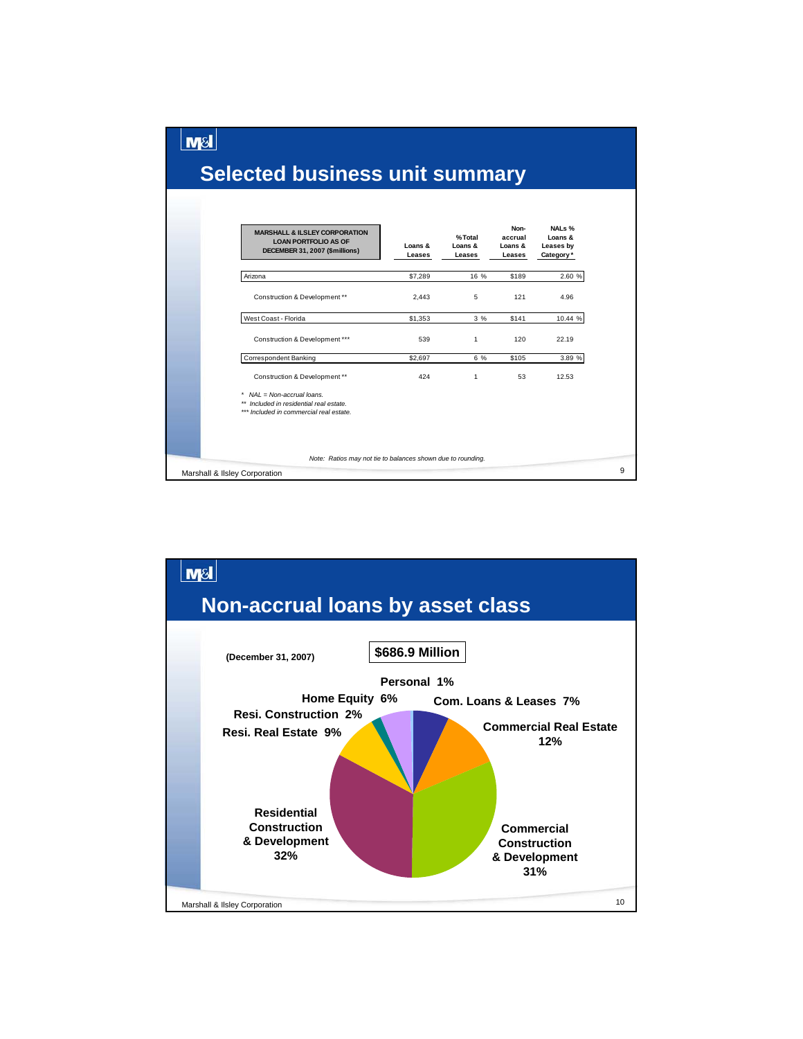# Selected business unit summary

| MARSHALL & ILSLEY CORPORATION LOAN PORTFOLIO AS OF DECEMBER 31, 2007 ($millions) | Loans & Leases | % Total Loans & Leases | Non-accrual Loans & Leases | NALs % Loans & Leases by Category* |
|---|---|---|---|---|
| Arizona | $7,289 | 16 % | $189 | 2.60 % |
| Construction & Development** | 2,443 | 5 | 121 | 4.96 |
| West Coast - Florida | $1,353 | 3 % | $141 | 10.44 % |
| Construction & Development*** | 539 | 1 | 120 | 22.19 |
| Correspondent Banking | $2,697 | 6 % | $105 | 3.89 % |
| Construction & Development** | 424 | 1 | 53 | 12.53 |

*  *NAL = Non-accrual loans.*
** *Included in residential real estate.*
*** *Included in commercial real estate.*

*Note: Ratios may not tie to balances shown due to rounding.*

# Non-accrual loans by asset class

(December 31, 2007)

**$686.9 Million**

| Asset Class | % |
|---|---|
| Personal | 1% |
| Home Equity | 6% |
| Com. Loans & Leases | 7% |
| Resi. Construction | 2% |
| Resi. Real Estate | 9% |
| Commercial Real Estate | 12% |
| Residential Construction & Development | 32% |
| Commercial Construction & Development | 31% |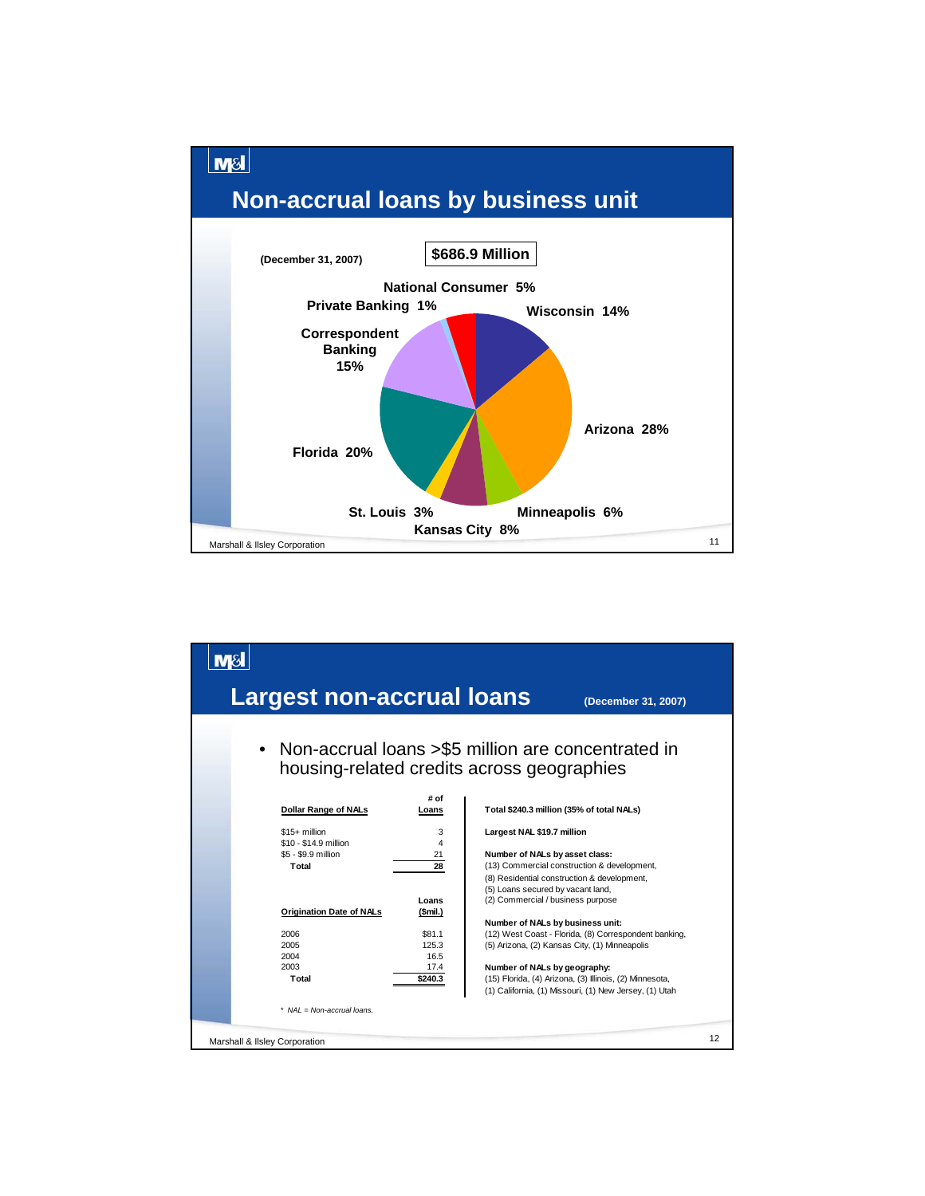# Non-accrual loans by business unit

(December 31, 2007)

**$686.9 Million**

| Business Unit | % |
|---|---|
| Wisconsin | 14% |
| Arizona | 28% |
| Minneapolis | 6% |
| Kansas City | 8% |
| St. Louis | 3% |
| Florida | 20% |
| Correspondent Banking | 15% |
| Private Banking | 1% |
| National Consumer | 5% |

Marshall & Ilsley Corporation

# Largest non-accrual loans

(December 31, 2007)

- Non-accrual loans >$5 million are concentrated in housing-related credits across geographies

| Dollar Range of NALs | # of Loans |
|---|---|
| $15+ million | 3 |
| $10 - $14.9 million | 4 |
| $5 - $9.9 million | 21 |
| Total | 28 |

| Origination Date of NALs | Loans ($mil.) |
|---|---|
| 2006 | $81.1 |
| 2005 | 125.3 |
| 2004 | 16.5 |
| 2003 | 17.4 |
| Total | $240.3 |

**Total $240.3 million (35% of total NALs)**

**Largest NAL $19.7 million**

**Number of NALs by asset class:**
(13) Commercial construction & development,
(8) Residential construction & development,
(5) Loans secured by vacant land,
(2) Commercial / business purpose

**Number of NALs by business unit:**
(12) West Coast - Florida, (8) Correspondent banking,
(5) Arizona, (2) Kansas City, (1) Minneapolis

**Number of NALs by geography:**
(15) Florida, (4) Arizona, (3) Illinois, (2) Minnesota,
(1) California, (1) Missouri, (1) New Jersey, (1) Utah

*\* NAL = Non-accrual loans.*

Marshall & Ilsley Corporation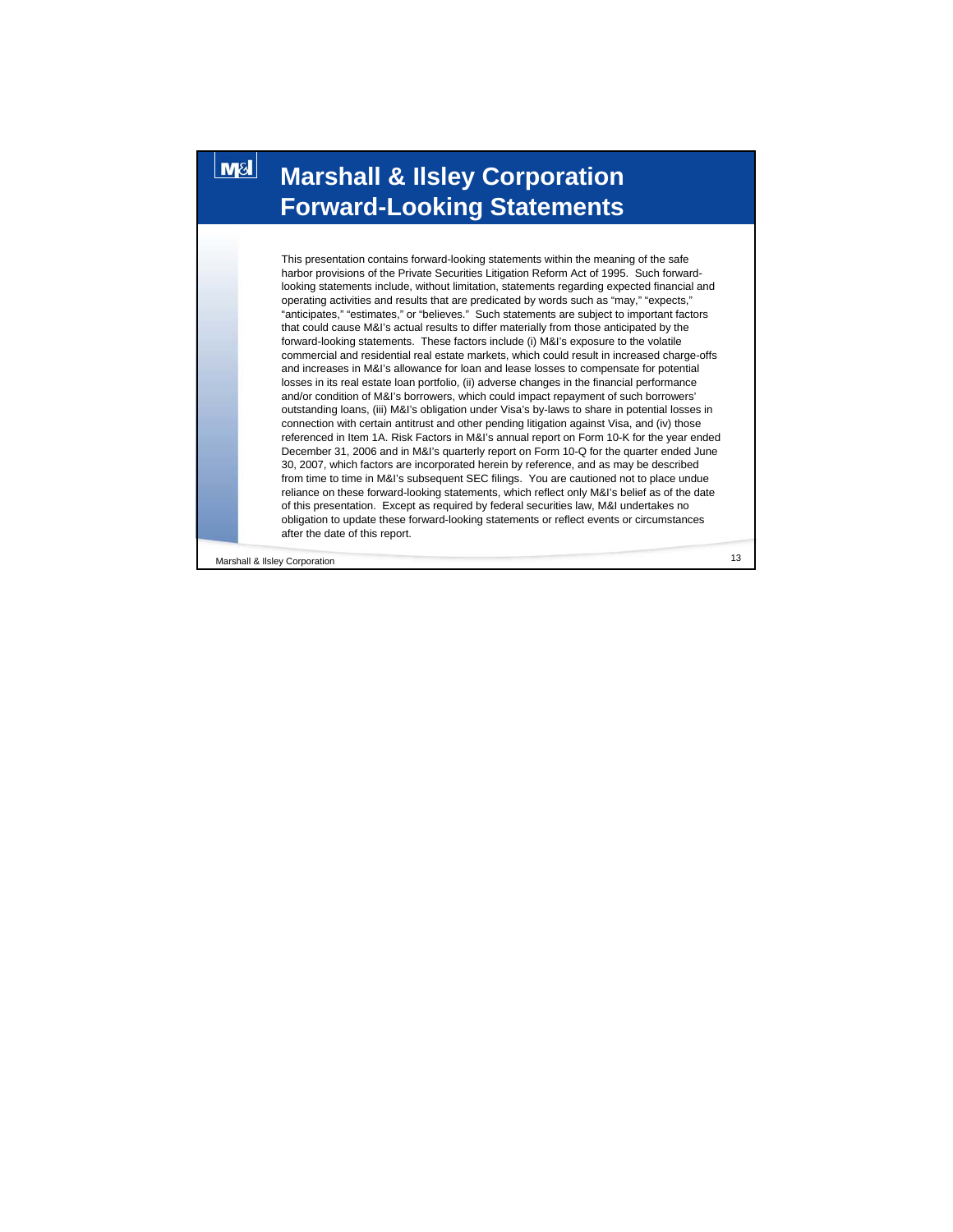# Marshall & Ilsley Corporation Forward-Looking Statements

This presentation contains forward-looking statements within the meaning of the safe harbor provisions of the Private Securities Litigation Reform Act of 1995. Such forward-looking statements include, without limitation, statements regarding expected financial and operating activities and results that are predicated by words such as "may," "expects," "anticipates," "estimates," or "believes." Such statements are subject to important factors that could cause M&I's actual results to differ materially from those anticipated by the forward-looking statements. These factors include (i) M&I's exposure to the volatile commercial and residential real estate markets, which could result in increased charge-offs and increases in M&I's allowance for loan and lease losses to compensate for potential losses in its real estate loan portfolio, (ii) adverse changes in the financial performance and/or condition of M&I's borrowers, which could impact repayment of such borrowers' outstanding loans, (iii) M&I's obligation under Visa's by-laws to share in potential losses in connection with certain antitrust and other pending litigation against Visa, and (iv) those referenced in Item 1A. Risk Factors in M&I's annual report on Form 10-K for the year ended December 31, 2006 and in M&I's quarterly report on Form 10-Q for the quarter ended June 30, 2007, which factors are incorporated herein by reference, and as may be described from time to time in M&I's subsequent SEC filings. You are cautioned not to place undue reliance on these forward-looking statements, which reflect only M&I's belief as of the date of this presentation. Except as required by federal securities law, M&I undertakes no obligation to update these forward-looking statements or reflect events or circumstances after the date of this report.